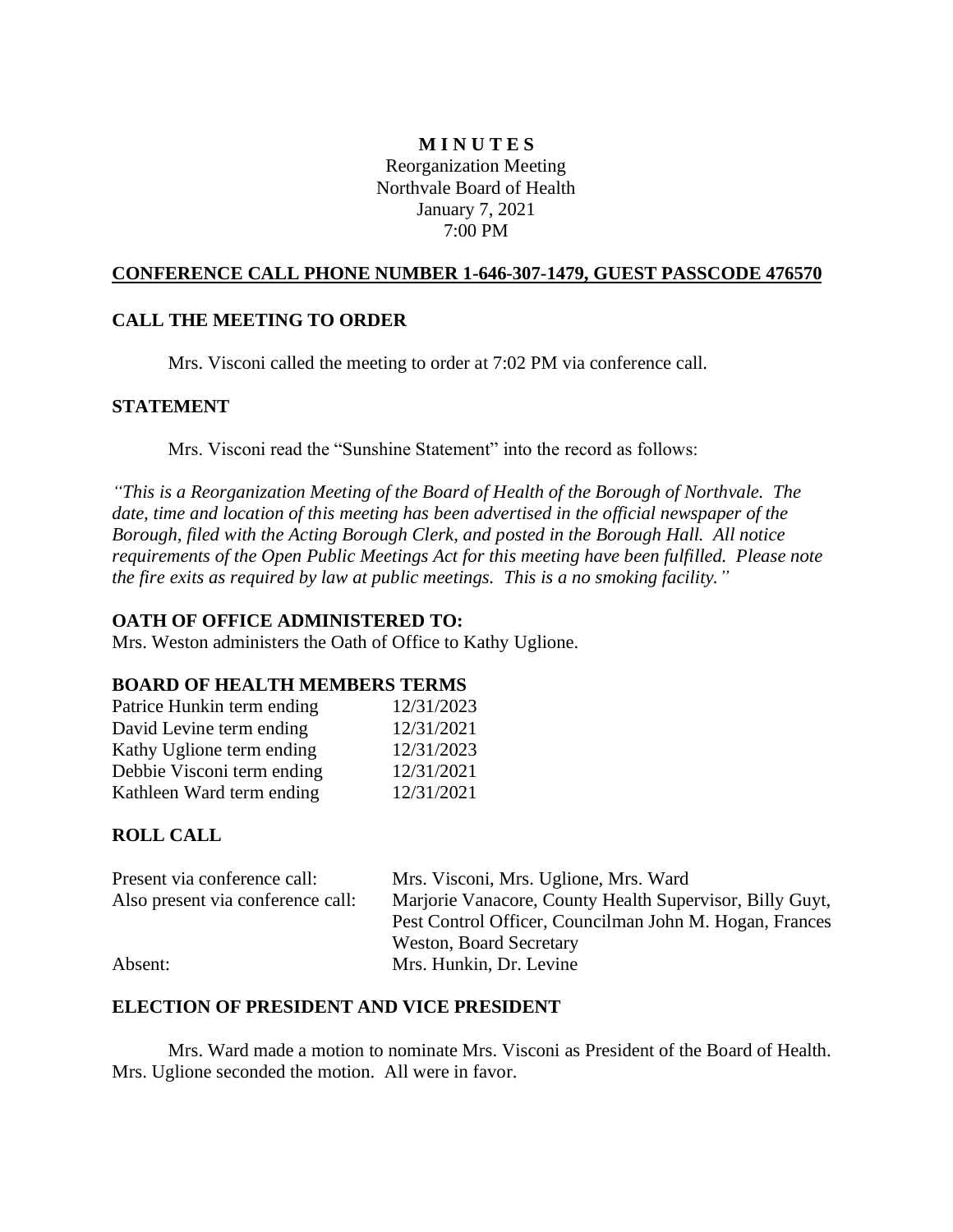# M I N U T E S

Reorganization Meeting
Northvale Board of Health
January 7, 2021
7:00 PM

**CONFERENCE CALL PHONE NUMBER 1-646-307-1479, GUEST PASSCODE 476570**

## CALL THE MEETING TO ORDER

Mrs. Visconi called the meeting to order at 7:02 PM via conference call.

## STATEMENT

Mrs. Visconi read the "Sunshine Statement" into the record as follows:

*"This is a Reorganization Meeting of the Board of Health of the Borough of Northvale. The date, time and location of this meeting has been advertised in the official newspaper of the Borough, filed with the Acting Borough Clerk, and posted in the Borough Hall. All notice requirements of the Open Public Meetings Act for this meeting have been fulfilled. Please note the fire exits as required by law at public meetings. This is a no smoking facility."*

## OATH OF OFFICE ADMINISTERED TO:

Mrs. Weston administers the Oath of Office to Kathy Uglione.

## BOARD OF HEALTH MEMBERS TERMS

| | |
|---|---|
| Patrice Hunkin term ending | 12/31/2023 |
| David Levine term ending | 12/31/2021 |
| Kathy Uglione term ending | 12/31/2023 |
| Debbie Visconi term ending | 12/31/2021 |
| Kathleen Ward term ending | 12/31/2021 |

## ROLL CALL

| | |
|---|---|
| Present via conference call: | Mrs. Visconi, Mrs. Uglione, Mrs. Ward |
| Also present via conference call: | Marjorie Vanacore, County Health Supervisor, Billy Guyt, Pest Control Officer, Councilman John M. Hogan, Frances Weston, Board Secretary |
| Absent: | Mrs. Hunkin, Dr. Levine |

## ELECTION OF PRESIDENT AND VICE PRESIDENT

Mrs. Ward made a motion to nominate Mrs. Visconi as President of the Board of Health. Mrs. Uglione seconded the motion. All were in favor.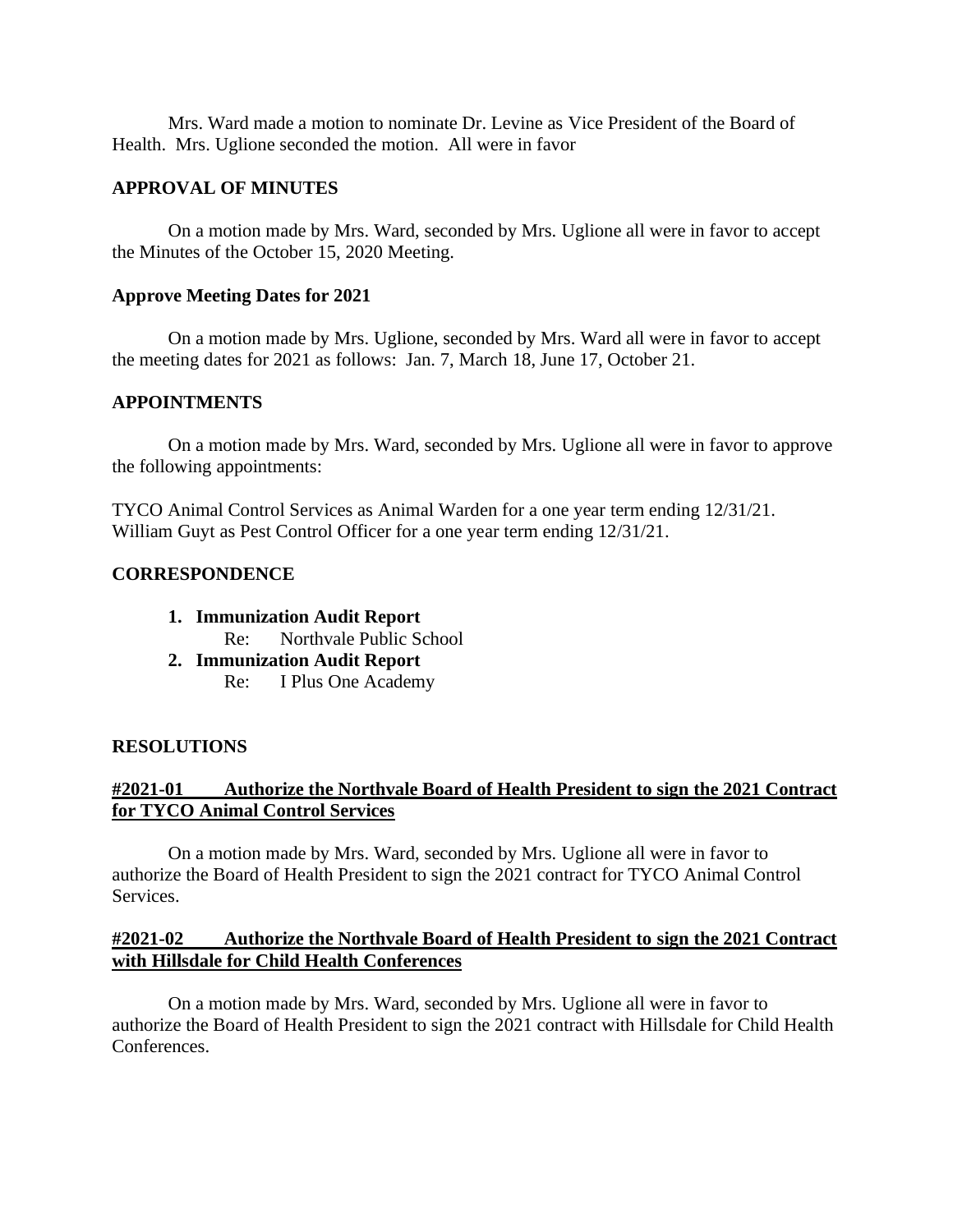Mrs. Ward made a motion to nominate Dr. Levine as Vice President of the Board of Health. Mrs. Uglione seconded the motion. All were in favor

## APPROVAL OF MINUTES

On a motion made by Mrs. Ward, seconded by Mrs. Uglione all were in favor to accept the Minutes of the October 15, 2020 Meeting.

**Approve Meeting Dates for 2021**

On a motion made by Mrs. Uglione, seconded by Mrs. Ward all were in favor to accept the meeting dates for 2021 as follows: Jan. 7, March 18, June 17, October 21.

## APPOINTMENTS

On a motion made by Mrs. Ward, seconded by Mrs. Uglione all were in favor to approve the following appointments:

TYCO Animal Control Services as Animal Warden for a one year term ending 12/31/21.
William Guyt as Pest Control Officer for a one year term ending 12/31/21.

## CORRESPONDENCE

1. **Immunization Audit Report**
   Re: Northvale Public School
2. **Immunization Audit Report**
   Re: I Plus One Academy

## RESOLUTIONS

**#2021-01 Authorize the Northvale Board of Health President to sign the 2021 Contract for TYCO Animal Control Services**

On a motion made by Mrs. Ward, seconded by Mrs. Uglione all were in favor to authorize the Board of Health President to sign the 2021 contract for TYCO Animal Control Services.

**#2021-02 Authorize the Northvale Board of Health President to sign the 2021 Contract with Hillsdale for Child Health Conferences**

On a motion made by Mrs. Ward, seconded by Mrs. Uglione all were in favor to authorize the Board of Health President to sign the 2021 contract with Hillsdale for Child Health Conferences.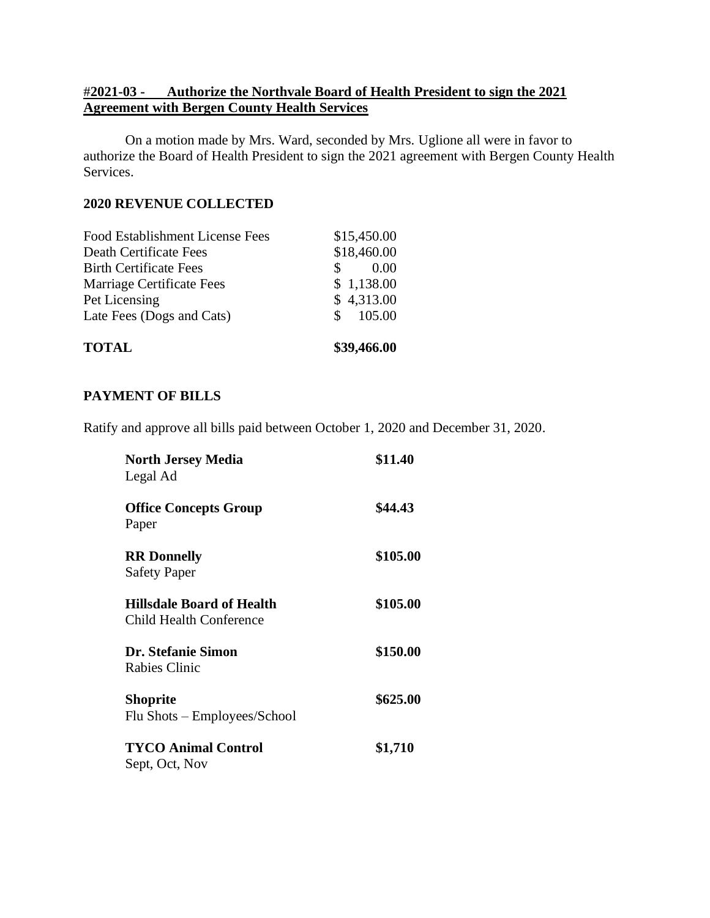**#2021-03 - Authorize the Northvale Board of Health President to sign the 2021 Agreement with Bergen County Health Services**

On a motion made by Mrs. Ward, seconded by Mrs. Uglione all were in favor to authorize the Board of Health President to sign the 2021 agreement with Bergen County Health Services.

**2020 REVENUE COLLECTED**

| | |
|---|---|
| Food Establishment License Fees | $15,450.00 |
| Death Certificate Fees | $18,460.00 |
| Birth Certificate Fees | $ 0.00 |
| Marriage Certificate Fees | $ 1,138.00 |
| Pet Licensing | $ 4,313.00 |
| Late Fees (Dogs and Cats) | $ 105.00 |
| **TOTAL** | **$39,466.00** |

**PAYMENT OF BILLS**

Ratify and approve all bills paid between October 1, 2020 and December 31, 2020.

| | |
|---|---|
| **North Jersey Media**<br>Legal Ad | **$11.40** |
| **Office Concepts Group**<br>Paper | **$44.43** |
| **RR Donnelly**<br>Safety Paper | **$105.00** |
| **Hillsdale Board of Health**<br>Child Health Conference | **$105.00** |
| **Dr. Stefanie Simon**<br>Rabies Clinic | **$150.00** |
| **Shoprite**<br>Flu Shots – Employees/School | **$625.00** |
| **TYCO Animal Control**<br>Sept, Oct, Nov | **$1,710** |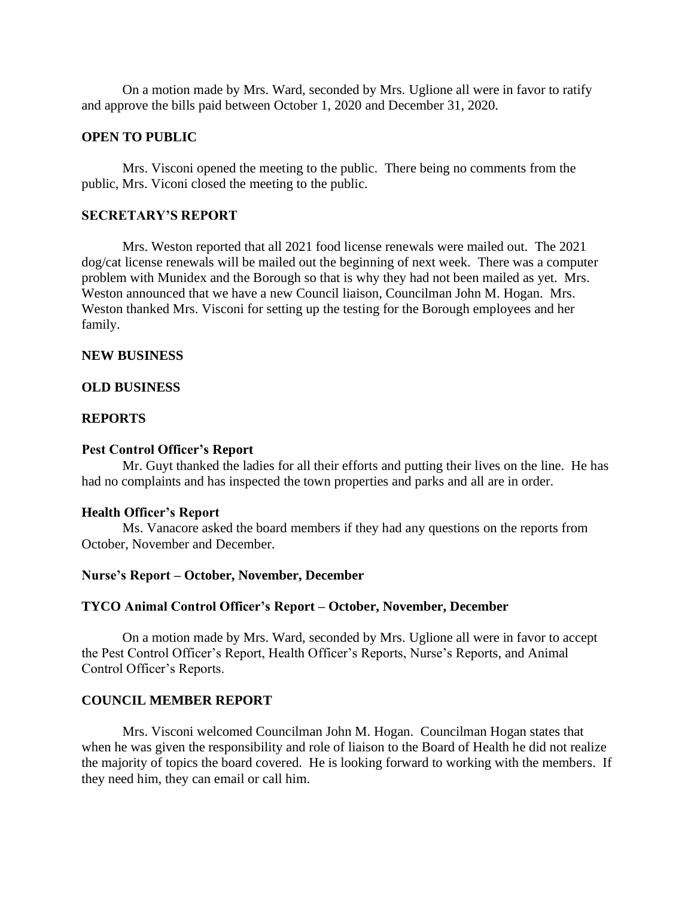On a motion made by Mrs. Ward, seconded by Mrs. Uglione all were in favor to ratify and approve the bills paid between October 1, 2020 and December 31, 2020.

**OPEN TO PUBLIC**

Mrs. Visconi opened the meeting to the public. There being no comments from the public, Mrs. Viconi closed the meeting to the public.

**SECRETARY'S REPORT**

Mrs. Weston reported that all 2021 food license renewals were mailed out. The 2021 dog/cat license renewals will be mailed out the beginning of next week. There was a computer problem with Munidex and the Borough so that is why they had not been mailed as yet. Mrs. Weston announced that we have a new Council liaison, Councilman John M. Hogan. Mrs. Weston thanked Mrs. Visconi for setting up the testing for the Borough employees and her family.

**NEW BUSINESS**

**OLD BUSINESS**

**REPORTS**

**Pest Control Officer's Report**

Mr. Guyt thanked the ladies for all their efforts and putting their lives on the line. He has had no complaints and has inspected the town properties and parks and all are in order.

**Health Officer's Report**

Ms. Vanacore asked the board members if they had any questions on the reports from October, November and December.

**Nurse's Report – October, November, December**

**TYCO Animal Control Officer's Report – October, November, December**

On a motion made by Mrs. Ward, seconded by Mrs. Uglione all were in favor to accept the Pest Control Officer's Report, Health Officer's Reports, Nurse's Reports, and Animal Control Officer's Reports.

**COUNCIL MEMBER REPORT**

Mrs. Visconi welcomed Councilman John M. Hogan. Councilman Hogan states that when he was given the responsibility and role of liaison to the Board of Health he did not realize the majority of topics the board covered. He is looking forward to working with the members. If they need him, they can email or call him.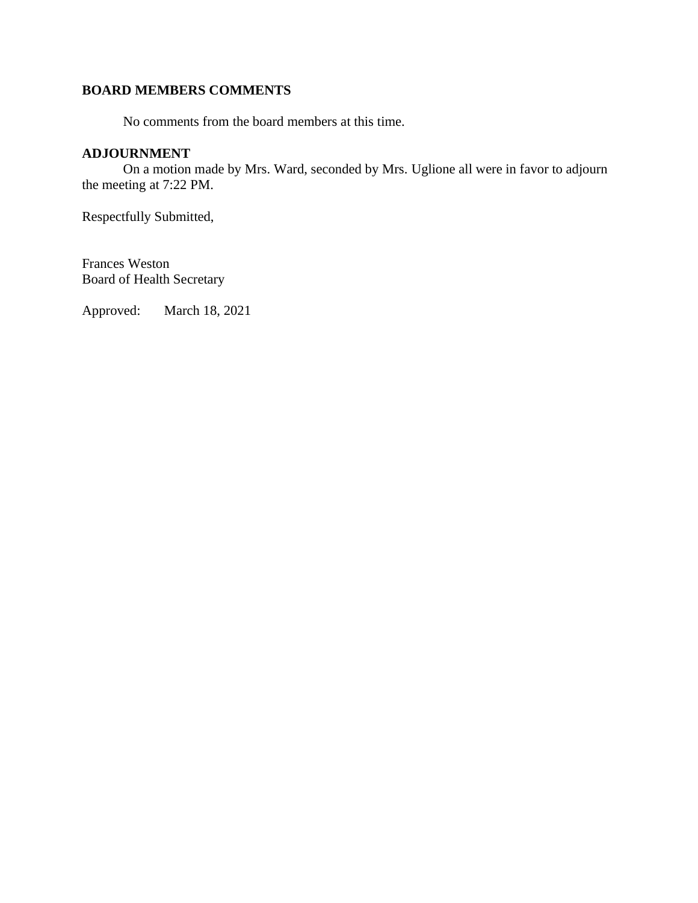**BOARD MEMBERS COMMENTS**

No comments from the board members at this time.

**ADJOURNMENT**

On a motion made by Mrs. Ward, seconded by Mrs. Uglione all were in favor to adjourn the meeting at 7:22 PM.

Respectfully Submitted,

Frances Weston
Board of Health Secretary

Approved: March 18, 2021